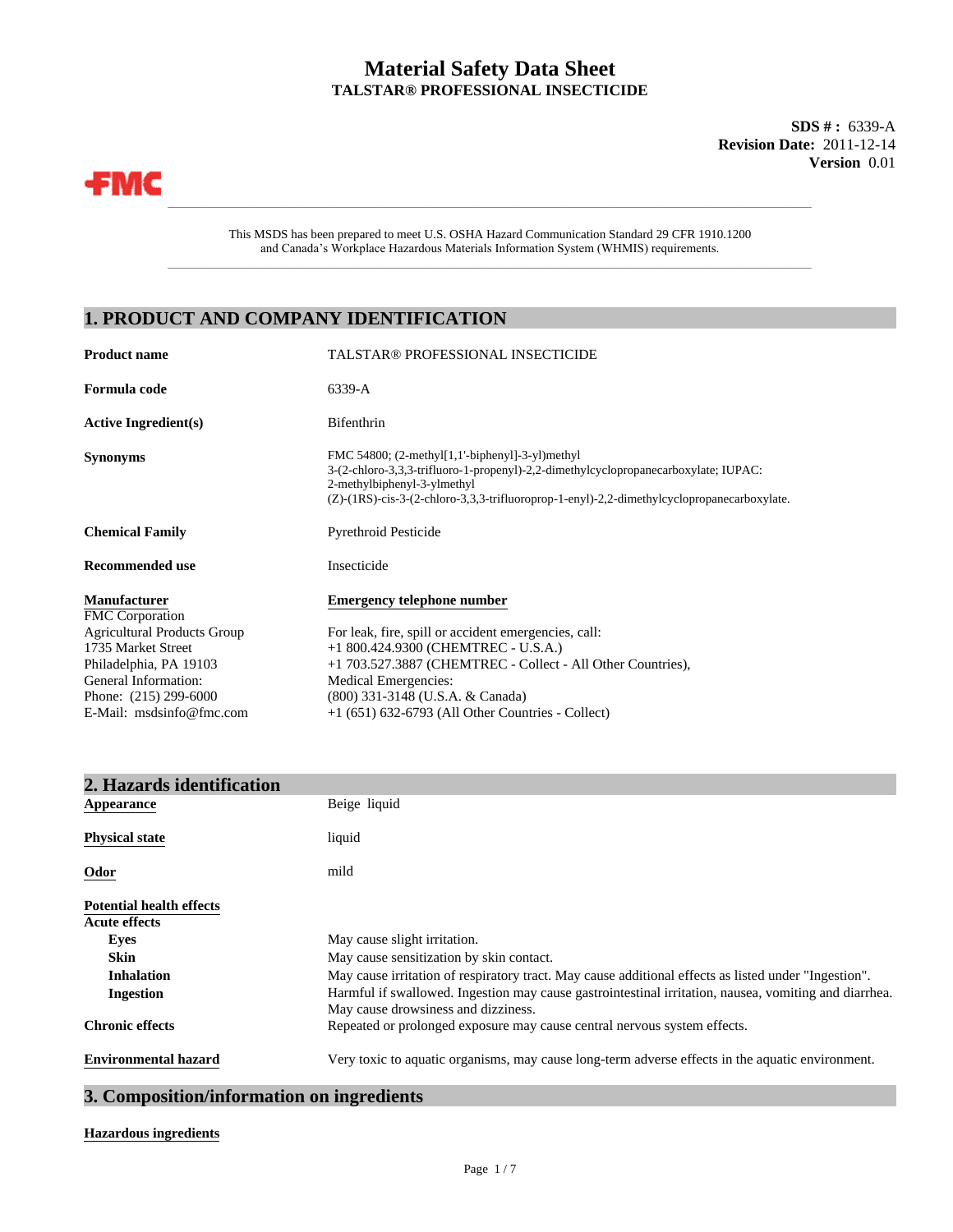# Material Safety Data Sheet
**TALSTAR® PROFESSIONAL INSECTICIDE**

**SDS # :** 6339-A
**Revision Date:** 2011-12-14
**Version** 0.01

FMC

This MSDS has been prepared to meet U.S. OSHA Hazard Communication Standard 29 CFR 1910.1200 and Canada's Workplace Hazardous Materials Information System (WHMIS) requirements.

## 1. PRODUCT AND COMPANY IDENTIFICATION

| | |
|---|---|
| **Product name** | TALSTAR® PROFESSIONAL INSECTICIDE |
| **Formula code** | 6339-A |
| **Active Ingredient(s)** | Bifenthrin |
| **Synonyms** | FMC 54800; (2-methyl[1,1'-biphenyl]-3-yl)methyl 3-(2-chloro-3,3,3-trifluoro-1-propenyl)-2,2-dimethylcyclopropanecarboxylate; IUPAC: 2-methylbiphenyl-3-ylmethyl (Z)-(1RS)-cis-3-(2-chloro-3,3,3-trifluoroprop-1-enyl)-2,2-dimethylcyclopropanecarboxylate. |
| **Chemical Family** | Pyrethroid Pesticide |
| **Recommended use** | Insecticide |

**Manufacturer**
FMC Corporation
Agricultural Products Group
1735 Market Street
Philadelphia, PA 19103
General Information:
Phone: (215) 299-6000
E-Mail: msdsinfo@fmc.com

**Emergency telephone number**
For leak, fire, spill or accident emergencies, call:
+1 800.424.9300 (CHEMTREC - U.S.A.)
+1 703.527.3887 (CHEMTREC - Collect - All Other Countries),
Medical Emergencies:
(800) 331-3148 (U.S.A. & Canada)
+1 (651) 632-6793 (All Other Countries - Collect)

## 2. Hazards identification

| | |
|---|---|
| **Appearance** | Beige liquid |
| **Physical state** | liquid |
| **Odor** | mild |

**Potential health effects**

**Acute effects**

| | |
|---|---|
| **Eyes** | May cause slight irritation. |
| **Skin** | May cause sensitization by skin contact. |
| **Inhalation** | May cause irritation of respiratory tract. May cause additional effects as listed under "Ingestion". |
| **Ingestion** | Harmful if swallowed. Ingestion may cause gastrointestinal irritation, nausea, vomiting and diarrhea. May cause drowsiness and dizziness. |
| **Chronic effects** | Repeated or prolonged exposure may cause central nervous system effects. |
| **Environmental hazard** | Very toxic to aquatic organisms, may cause long-term adverse effects in the aquatic environment. |

## 3. Composition/information on ingredients

**Hazardous ingredients**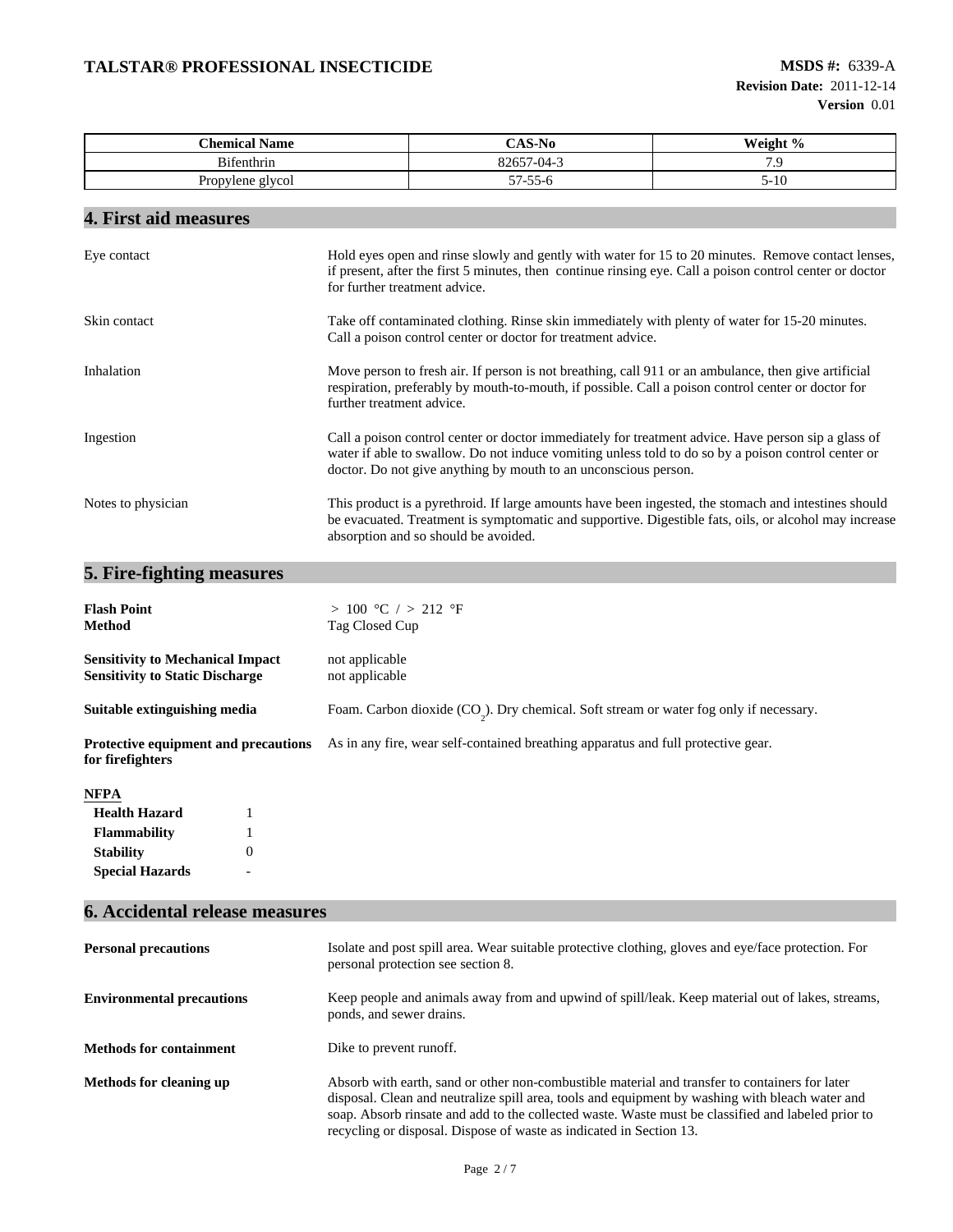| Chemical Name | CAS-No | Weight % |
|---|---|---|
| Bifenthrin | 82657-04-3 | 7.9 |
| Propylene glycol | 57-55-6 | 5-10 |

## 4. First aid measures

| | |
|---|---|
| Eye contact | Hold eyes open and rinse slowly and gently with water for 15 to 20 minutes. Remove contact lenses, if present, after the first 5 minutes, then continue rinsing eye. Call a poison control center or doctor for further treatment advice. |
| Skin contact | Take off contaminated clothing. Rinse skin immediately with plenty of water for 15-20 minutes. Call a poison control center or doctor for treatment advice. |
| Inhalation | Move person to fresh air. If person is not breathing, call 911 or an ambulance, then give artificial respiration, preferably by mouth-to-mouth, if possible. Call a poison control center or doctor for further treatment advice. |
| Ingestion | Call a poison control center or doctor immediately for treatment advice. Have person sip a glass of water if able to swallow. Do not induce vomiting unless told to do so by a poison control center or doctor. Do not give anything by mouth to an unconscious person. |
| Notes to physician | This product is a pyrethroid. If large amounts have been ingested, the stomach and intestines should be evacuated. Treatment is symptomatic and supportive. Digestible fats, oils, or alcohol may increase absorption and so should be avoided. |

## 5. Fire-fighting measures

**Flash Point** > 100 °C / > 212 °F
**Method** Tag Closed Cup

**Sensitivity to Mechanical Impact** not applicable
**Sensitivity to Static Discharge** not applicable

**Suitable extinguishing media** Foam. Carbon dioxide ($CO_2$). Dry chemical. Soft stream or water fog only if necessary.

**Protective equipment and precautions for firefighters** As in any fire, wear self-contained breathing apparatus and full protective gear.

**NFPA**

| | |
|---|---|
| **Health Hazard** | 1 |
| **Flammability** | 1 |
| **Stability** | 0 |
| **Special Hazards** | - |

## 6. Accidental release measures

| | |
|---|---|
| **Personal precautions** | Isolate and post spill area. Wear suitable protective clothing, gloves and eye/face protection. For personal protection see section 8. |
| **Environmental precautions** | Keep people and animals away from and upwind of spill/leak. Keep material out of lakes, streams, ponds, and sewer drains. |
| **Methods for containment** | Dike to prevent runoff. |
| **Methods for cleaning up** | Absorb with earth, sand or other non-combustible material and transfer to containers for later disposal. Clean and neutralize spill area, tools and equipment by washing with bleach water and soap. Absorb rinsate and add to the collected waste. Waste must be classified and labeled prior to recycling or disposal. Dispose of waste as indicated in Section 13. |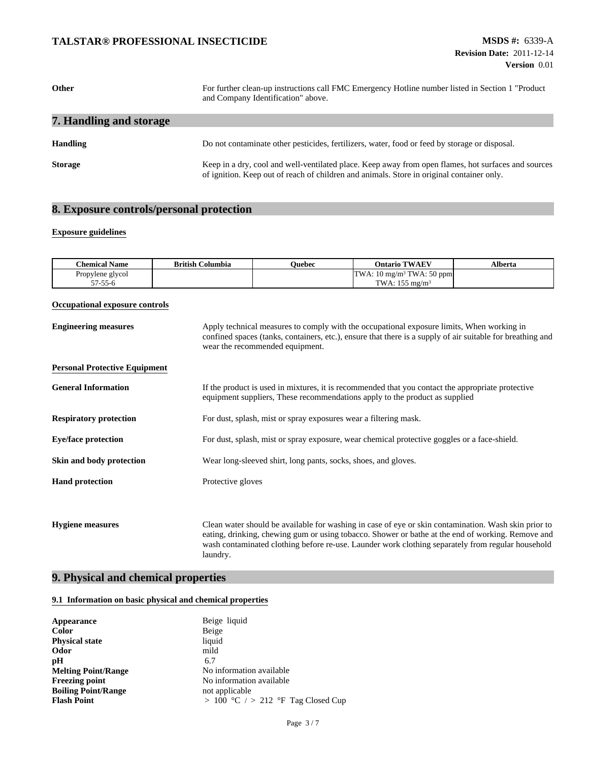**Other** For further clean-up instructions call FMC Emergency Hotline number listed in Section 1 "Product and Company Identification" above.

## 7. Handling and storage

**Handling** Do not contaminate other pesticides, fertilizers, water, food or feed by storage or disposal.

**Storage** Keep in a dry, cool and well-ventilated place. Keep away from open flames, hot surfaces and sources of ignition. Keep out of reach of children and animals. Store in original container only.

## 8. Exposure controls/personal protection

**Exposure guidelines**

| Chemical Name | British Columbia | Quebec | Ontario TWAEV | Alberta |
|---|---|---|---|---|
| Propylene glycol 57-55-6 | | | TWA: 10 mg/m³ TWA: 50 ppm TWA: 155 mg/m³ | |

**Occupational exposure controls**

**Engineering measures** Apply technical measures to comply with the occupational exposure limits, When working in confined spaces (tanks, containers, etc.), ensure that there is a supply of air suitable for breathing and wear the recommended equipment.

**Personal Protective Equipment**

**General Information** If the product is used in mixtures, it is recommended that you contact the appropriate protective equipment suppliers, These recommendations apply to the product as supplied

**Respiratory protection** For dust, splash, mist or spray exposures wear a filtering mask.

**Eye/face protection** For dust, splash, mist or spray exposure, wear chemical protective goggles or a face-shield.

**Skin and body protection** Wear long-sleeved shirt, long pants, socks, shoes, and gloves.

**Hand protection** Protective gloves

**Hygiene measures** Clean water should be available for washing in case of eye or skin contamination. Wash skin prior to eating, drinking, chewing gum or using tobacco. Shower or bathe at the end of working. Remove and wash contaminated clothing before re-use. Launder work clothing separately from regular household laundry.

## 9. Physical and chemical properties

**9.1 Information on basic physical and chemical properties**

**Appearance** Beige liquid
**Color** Beige
**Physical state** liquid
**Odor** mild
**pH** 6.7
**Melting Point/Range** No information available
**Freezing point** No information available
**Boiling Point/Range** not applicable
**Flash Point** > 100 °C / > 212 °F Tag Closed Cup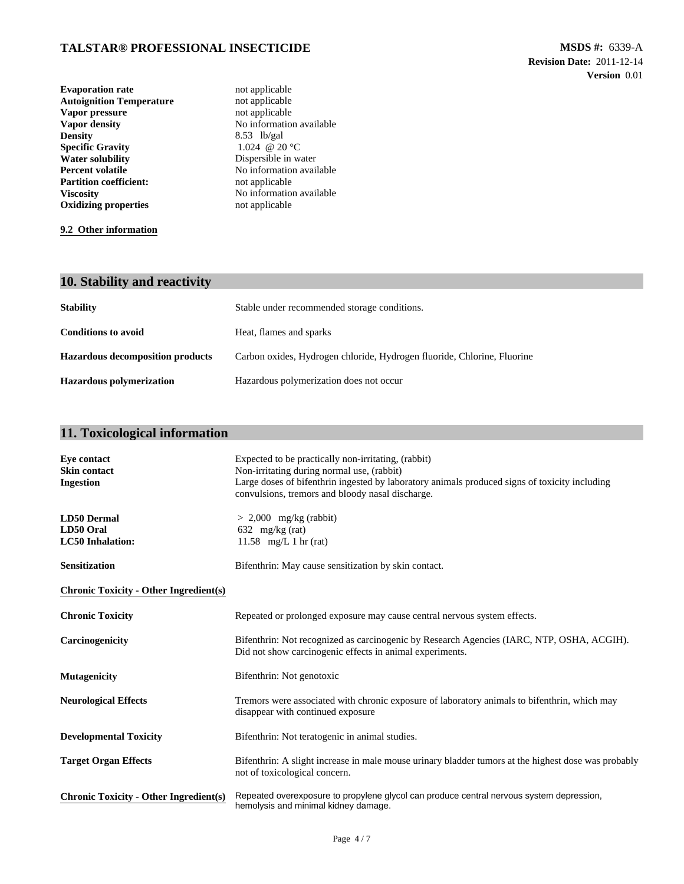| | |
|---|---|
| **Evaporation rate** | not applicable |
| **Autoignition Temperature** | not applicable |
| **Vapor pressure** | not applicable |
| **Vapor density** | No information available |
| **Density** | 8.53 lb/gal |
| **Specific Gravity** | 1.024 @ 20 °C |
| **Water solubility** | Dispersible in water |
| **Percent volatile** | No information available |
| **Partition coefficient:** | not applicable |
| **Viscosity** | No information available |
| **Oxidizing properties** | not applicable |

**9.2 Other information**

## 10. Stability and reactivity

| | |
|---|---|
| **Stability** | Stable under recommended storage conditions. |
| **Conditions to avoid** | Heat, flames and sparks |
| **Hazardous decomposition products** | Carbon oxides, Hydrogen chloride, Hydrogen fluoride, Chlorine, Fluorine |
| **Hazardous polymerization** | Hazardous polymerization does not occur |

## 11. Toxicological information

| | |
|---|---|
| **Eye contact** | Expected to be practically non-irritating, (rabbit) |
| **Skin contact** | Non-irritating during normal use, (rabbit) |
| **Ingestion** | Large doses of bifenthrin ingested by laboratory animals produced signs of toxicity including convulsions, tremors and bloody nasal discharge. |
| **LD50 Dermal** | > 2,000 mg/kg (rabbit) |
| **LD50 Oral** | 632 mg/kg (rat) |
| **LC50 Inhalation:** | 11.58 mg/L 1 hr (rat) |
| **Sensitization** | Bifenthrin: May cause sensitization by skin contact. |

**Chronic Toxicity - Other Ingredient(s)**

| | |
|---|---|
| **Chronic Toxicity** | Repeated or prolonged exposure may cause central nervous system effects. |
| **Carcinogenicity** | Bifenthrin: Not recognized as carcinogenic by Research Agencies (IARC, NTP, OSHA, ACGIH). Did not show carcinogenic effects in animal experiments. |
| **Mutagenicity** | Bifenthrin: Not genotoxic |
| **Neurological Effects** | Tremors were associated with chronic exposure of laboratory animals to bifenthrin, which may disappear with continued exposure |
| **Developmental Toxicity** | Bifenthrin: Not teratogenic in animal studies. |
| **Target Organ Effects** | Bifenthrin: A slight increase in male mouse urinary bladder tumors at the highest dose was probably not of toxicological concern. |
| **Chronic Toxicity - Other Ingredient(s)** | Repeated overexposure to propylene glycol can produce central nervous system depression, hemolysis and minimal kidney damage. |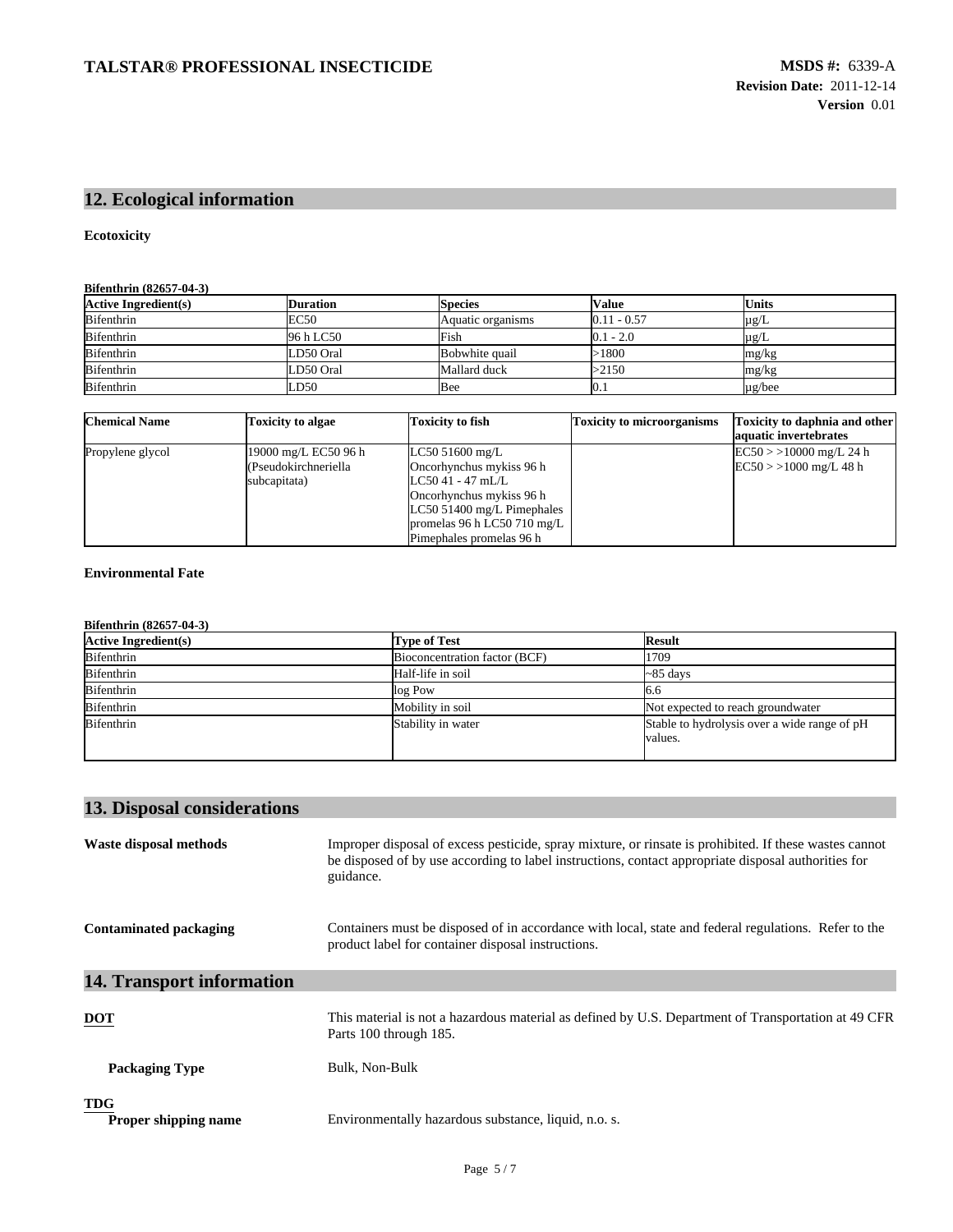## 12. Ecological information

**Ecotoxicity**

**Bifenthrin (82657-04-3)**

| Active Ingredient(s) | Duration | Species | Value | Units |
|---|---|---|---|---|
| Bifenthrin | EC50 | Aquatic organisms | 0.11 - 0.57 | µg/L |
| Bifenthrin | 96 h LC50 | Fish | 0.1 - 2.0 | µg/L |
| Bifenthrin | LD50 Oral | Bobwhite quail | >1800 | mg/kg |
| Bifenthrin | LD50 Oral | Mallard duck | >2150 | mg/kg |
| Bifenthrin | LD50 | Bee | 0.1 | µg/bee |

| Chemical Name | Toxicity to algae | Toxicity to fish | Toxicity to microorganisms | Toxicity to daphnia and other aquatic invertebrates |
|---|---|---|---|---|
| Propylene glycol | 19000 mg/L EC50 96 h (Pseudokirchneriella subcapitata) | LC50 51600 mg/L Oncorhynchus mykiss 96 h LC50 41 - 47 mL/L Oncorhynchus mykiss 96 h LC50 51400 mg/L Pimephales promelas 96 h LC50 710 mg/L Pimephales promelas 96 h | | EC50 > >10000 mg/L 24 h EC50 > >1000 mg/L 48 h |

**Environmental Fate**

**Bifenthrin (82657-04-3)**

| Active Ingredient(s) | Type of Test | Result |
|---|---|---|
| Bifenthrin | Bioconcentration factor (BCF) | 1709 |
| Bifenthrin | Half-life in soil | ~85 days |
| Bifenthrin | log Pow | 6.6 |
| Bifenthrin | Mobility in soil | Not expected to reach groundwater |
| Bifenthrin | Stability in water | Stable to hydrolysis over a wide range of pH values. |

## 13. Disposal considerations

**Waste disposal methods**

Improper disposal of excess pesticide, spray mixture, or rinsate is prohibited. If these wastes cannot be disposed of by use according to label instructions, contact appropriate disposal authorities for guidance.

**Contaminated packaging**

Containers must be disposed of in accordance with local, state and federal regulations. Refer to the product label for container disposal instructions.

## 14. Transport information

**DOT**

This material is not a hazardous material as defined by U.S. Department of Transportation at 49 CFR Parts 100 through 185.

**Packaging Type** Bulk, Non-Bulk

**TDG**

**Proper shipping name** Environmentally hazardous substance, liquid, n.o. s.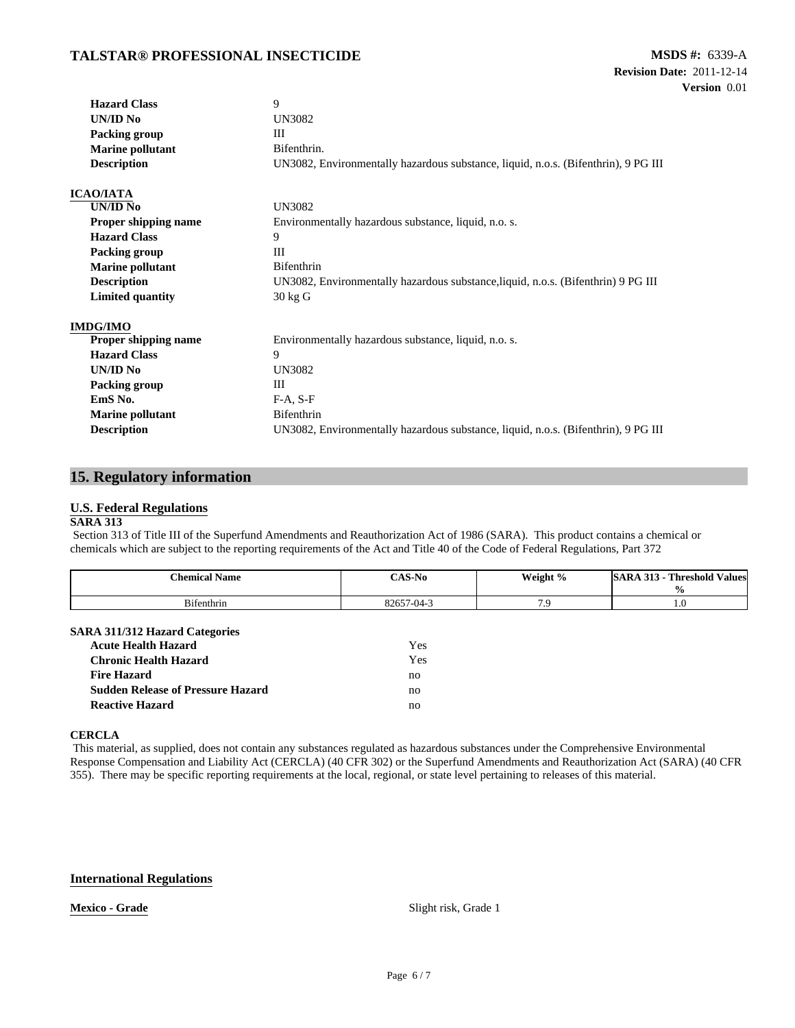| | |
|---|---|
| **Hazard Class** | 9 |
| **UN/ID No** | UN3082 |
| **Packing group** | III |
| **Marine pollutant** | Bifenthrin. |
| **Description** | UN3082, Environmentally hazardous substance, liquid, n.o.s. (Bifenthrin), 9 PG III |

**ICAO/IATA**

| | |
|---|---|
| **UN/ID No** | UN3082 |
| **Proper shipping name** | Environmentally hazardous substance, liquid, n.o. s. |
| **Hazard Class** | 9 |
| **Packing group** | III |
| **Marine pollutant** | Bifenthrin |
| **Description** | UN3082, Environmentally hazardous substance,liquid, n.o.s. (Bifenthrin) 9 PG III |
| **Limited quantity** | 30 kg G |

**IMDG/IMO**

| | |
|---|---|
| **Proper shipping name** | Environmentally hazardous substance, liquid, n.o. s. |
| **Hazard Class** | 9 |
| **UN/ID No** | UN3082 |
| **Packing group** | III |
| **EmS No.** | F-A, S-F |
| **Marine pollutant** | Bifenthrin |
| **Description** | UN3082, Environmentally hazardous substance, liquid, n.o.s. (Bifenthrin), 9 PG III |

## 15. Regulatory information

### U.S. Federal Regulations

**SARA 313**

Section 313 of Title III of the Superfund Amendments and Reauthorization Act of 1986 (SARA). This product contains a chemical or chemicals which are subject to the reporting requirements of the Act and Title 40 of the Code of Federal Regulations, Part 372

| Chemical Name | CAS-No | Weight % | SARA 313 - Threshold Values % |
|---|---|---|---|
| Bifenthrin | 82657-04-3 | 7.9 | 1.0 |

**SARA 311/312 Hazard Categories**

| | |
|---|---|
| **Acute Health Hazard** | Yes |
| **Chronic Health Hazard** | Yes |
| **Fire Hazard** | no |
| **Sudden Release of Pressure Hazard** | no |
| **Reactive Hazard** | no |

**CERCLA**

This material, as supplied, does not contain any substances regulated as hazardous substances under the Comprehensive Environmental Response Compensation and Liability Act (CERCLA) (40 CFR 302) or the Superfund Amendments and Reauthorization Act (SARA) (40 CFR 355). There may be specific reporting requirements at the local, regional, or state level pertaining to releases of this material.

### International Regulations

**Mexico - Grade** Slight risk, Grade 1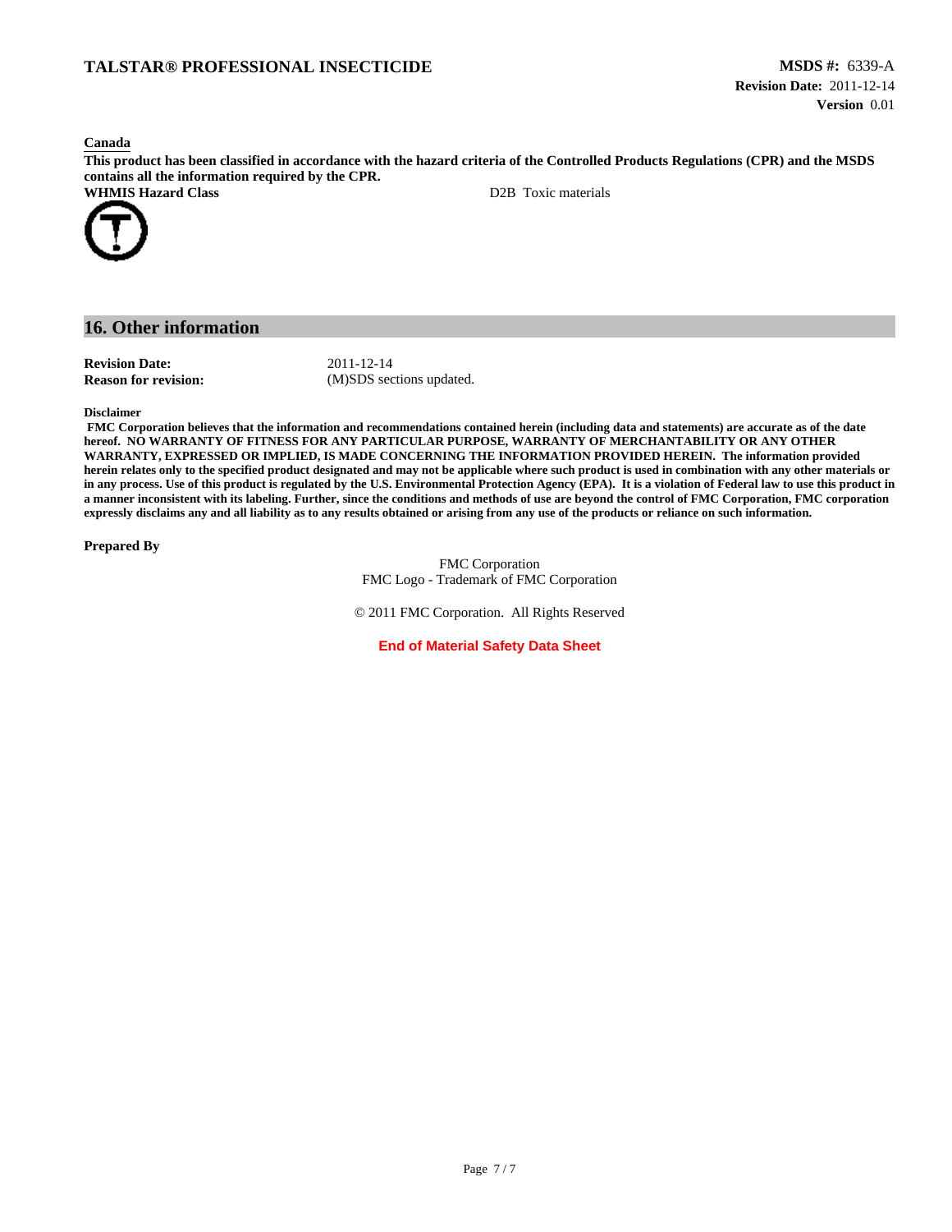**Canada**

**This product has been classified in accordance with the hazard criteria of the Controlled Products Regulations (CPR) and the MSDS contains all the information required by the CPR.**

| | |
|---|---|
| **WHMIS Hazard Class** | D2B Toxic materials |

## 16. Other information

| | |
|---|---|
| **Revision Date:** | 2011-12-14 |
| **Reason for revision:** | (M)SDS sections updated. |

**Disclaimer**

**FMC Corporation believes that the information and recommendations contained herein (including data and statements) are accurate as of the date hereof. NO WARRANTY OF FITNESS FOR ANY PARTICULAR PURPOSE, WARRANTY OF MERCHANTABILITY OR ANY OTHER WARRANTY, EXPRESSED OR IMPLIED, IS MADE CONCERNING THE INFORMATION PROVIDED HEREIN. The information provided herein relates only to the specified product designated and may not be applicable where such product is used in combination with any other materials or in any process. Use of this product is regulated by the U.S. Environmental Protection Agency (EPA). It is a violation of Federal law to use this product in a manner inconsistent with its labeling. Further, since the conditions and methods of use are beyond the control of FMC Corporation, FMC corporation expressly disclaims any and all liability as to any results obtained or arising from any use of the products or reliance on such information.**

**Prepared By**

FMC Corporation
FMC Logo - Trademark of FMC Corporation

© 2011 FMC Corporation. All Rights Reserved

**End of Material Safety Data Sheet**